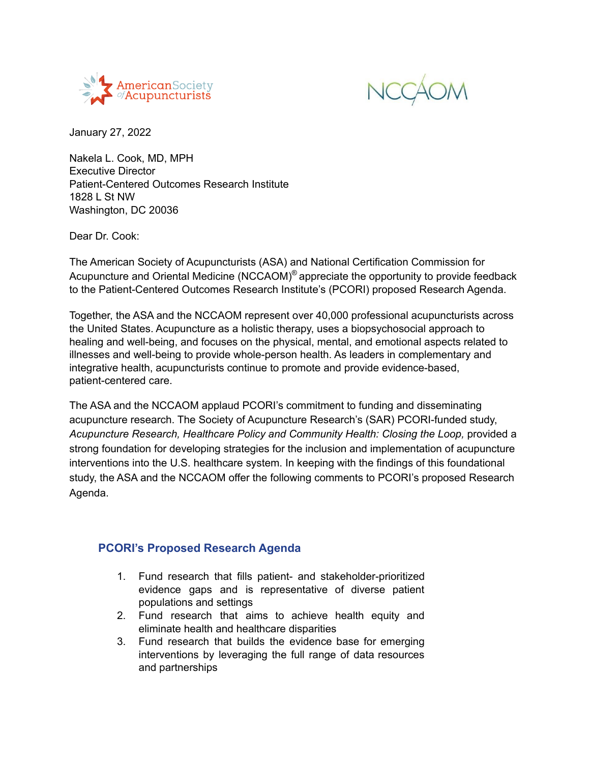American Society of Acupuncturists

NCCAOM

January 27, 2022

Nakela L. Cook, MD, MPH
Executive Director
Patient-Centered Outcomes Research Institute
1828 L St NW
Washington, DC 20036

Dear Dr. Cook:

The American Society of Acupuncturists (ASA) and National Certification Commission for Acupuncture and Oriental Medicine (NCCAOM)® appreciate the opportunity to provide feedback to the Patient-Centered Outcomes Research Institute's (PCORI) proposed Research Agenda.

Together, the ASA and the NCCAOM represent over 40,000 professional acupuncturists across the United States. Acupuncture as a holistic therapy, uses a biopsychosocial approach to healing and well-being, and focuses on the physical, mental, and emotional aspects related to illnesses and well-being to provide whole-person health. As leaders in complementary and integrative health, acupuncturists continue to promote and provide evidence-based, patient-centered care.

The ASA and the NCCAOM applaud PCORI's commitment to funding and disseminating acupuncture research. The Society of Acupuncture Research's (SAR) PCORI-funded study, *Acupuncture Research, Healthcare Policy and Community Health: Closing the Loop,* provided a strong foundation for developing strategies for the inclusion and implementation of acupuncture interventions into the U.S. healthcare system. In keeping with the findings of this foundational study, the ASA and the NCCAOM offer the following comments to PCORI's proposed Research Agenda.

## PCORI's Proposed Research Agenda

1. Fund research that fills patient- and stakeholder-prioritized evidence gaps and is representative of diverse patient populations and settings
2. Fund research that aims to achieve health equity and eliminate health and healthcare disparities
3. Fund research that builds the evidence base for emerging interventions by leveraging the full range of data resources and partnerships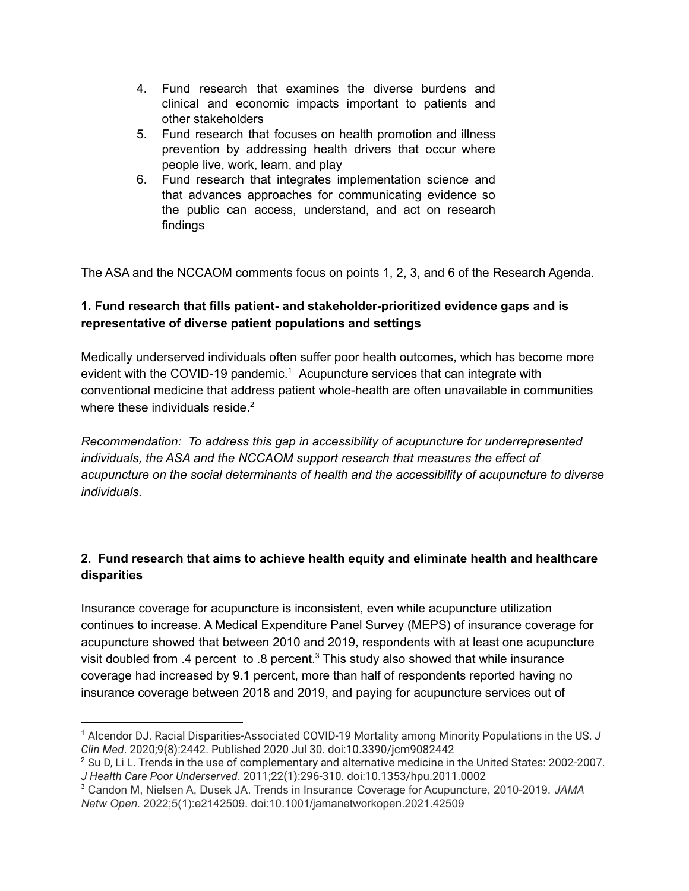4. Fund research that examines the diverse burdens and clinical and economic impacts important to patients and other stakeholders
5. Fund research that focuses on health promotion and illness prevention by addressing health drivers that occur where people live, work, learn, and play
6. Fund research that integrates implementation science and that advances approaches for communicating evidence so the public can access, understand, and act on research findings

The ASA and the NCCAOM comments focus on points 1, 2, 3, and 6 of the Research Agenda.

**1. Fund research that fills patient- and stakeholder-prioritized evidence gaps and is representative of diverse patient populations and settings**

Medically underserved individuals often suffer poor health outcomes, which has become more evident with the COVID-19 pandemic.[1] Acupuncture services that can integrate with conventional medicine that address patient whole-health are often unavailable in communities where these individuals reside.[2]

*Recommendation: To address this gap in accessibility of acupuncture for underrepresented individuals, the ASA and the NCCAOM support research that measures the effect of acupuncture on the social determinants of health and the accessibility of acupuncture to diverse individuals.*

**2. Fund research that aims to achieve health equity and eliminate health and healthcare disparities**

Insurance coverage for acupuncture is inconsistent, even while acupuncture utilization continues to increase. A Medical Expenditure Panel Survey (MEPS) of insurance coverage for acupuncture showed that between 2010 and 2019, respondents with at least one acupuncture visit doubled from .4 percent to .8 percent.[3] This study also showed that while insurance coverage had increased by 9.1 percent, more than half of respondents reported having no insurance coverage between 2018 and 2019, and paying for acupuncture services out of

---

[1] Alcendor DJ. Racial Disparities-Associated COVID-19 Mortality among Minority Populations in the US. *J Clin Med*. 2020;9(8):2442. Published 2020 Jul 30. doi:10.3390/jcm9082442

[2] Su D, Li L. Trends in the use of complementary and alternative medicine in the United States: 2002-2007. *J Health Care Poor Underserved*. 2011;22(1):296-310. doi:10.1353/hpu.2011.0002

[3] Candon M, Nielsen A, Dusek JA. Trends in Insurance Coverage for Acupuncture, 2010-2019. *JAMA Netw Open.* 2022;5(1):e2142509. doi:10.1001/jamanetworkopen.2021.42509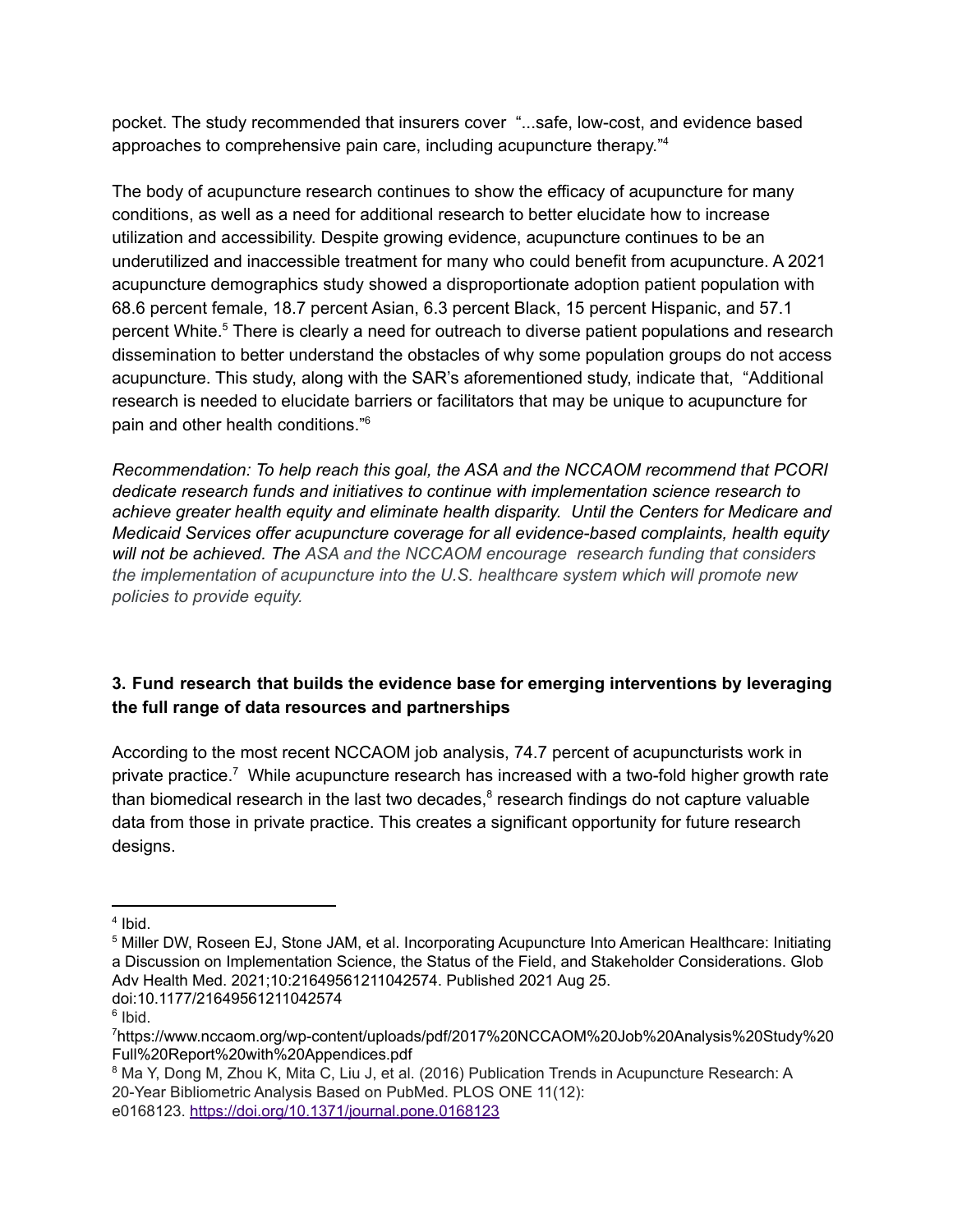pocket. The study recommended that insurers cover "...safe, low-cost, and evidence based approaches to comprehensive pain care, including acupuncture therapy."[4]

The body of acupuncture research continues to show the efficacy of acupuncture for many conditions, as well as a need for additional research to better elucidate how to increase utilization and accessibility. Despite growing evidence, acupuncture continues to be an underutilized and inaccessible treatment for many who could benefit from acupuncture. A 2021 acupuncture demographics study showed a disproportionate adoption patient population with 68.6 percent female, 18.7 percent Asian, 6.3 percent Black, 15 percent Hispanic, and 57.1 percent White.[5] There is clearly a need for outreach to diverse patient populations and research dissemination to better understand the obstacles of why some population groups do not access acupuncture. This study, along with the SAR's aforementioned study, indicate that, "Additional research is needed to elucidate barriers or facilitators that may be unique to acupuncture for pain and other health conditions."[6]

*Recommendation: To help reach this goal, the ASA and the NCCAOM recommend that PCORI dedicate research funds and initiatives to continue with implementation science research to achieve greater health equity and eliminate health disparity. Until the Centers for Medicare and Medicaid Services offer acupuncture coverage for all evidence-based complaints, health equity will not be achieved. The ASA and the NCCAOM encourage research funding that considers the implementation of acupuncture into the U.S. healthcare system which will promote new policies to provide equity.*

**3. Fund research that builds the evidence base for emerging interventions by leveraging the full range of data resources and partnerships**

According to the most recent NCCAOM job analysis, 74.7 percent of acupuncturists work in private practice.[7] While acupuncture research has increased with a two-fold higher growth rate than biomedical research in the last two decades,[8] research findings do not capture valuable data from those in private practice. This creates a significant opportunity for future research designs.

---

[4] Ibid.

[5] Miller DW, Roseen EJ, Stone JAM, et al. Incorporating Acupuncture Into American Healthcare: Initiating a Discussion on Implementation Science, the Status of the Field, and Stakeholder Considerations. Glob Adv Health Med. 2021;10:21649561211042574. Published 2021 Aug 25. doi:10.1177/21649561211042574

[6] Ibid.

[7] https://www.nccaom.org/wp-content/uploads/pdf/2017%20NCCAOM%20Job%20Analysis%20Study%20Full%20Report%20with%20Appendices.pdf

[8] Ma Y, Dong M, Zhou K, Mita C, Liu J, et al. (2016) Publication Trends in Acupuncture Research: A 20-Year Bibliometric Analysis Based on PubMed. PLOS ONE 11(12): e0168123. https://doi.org/10.1371/journal.pone.0168123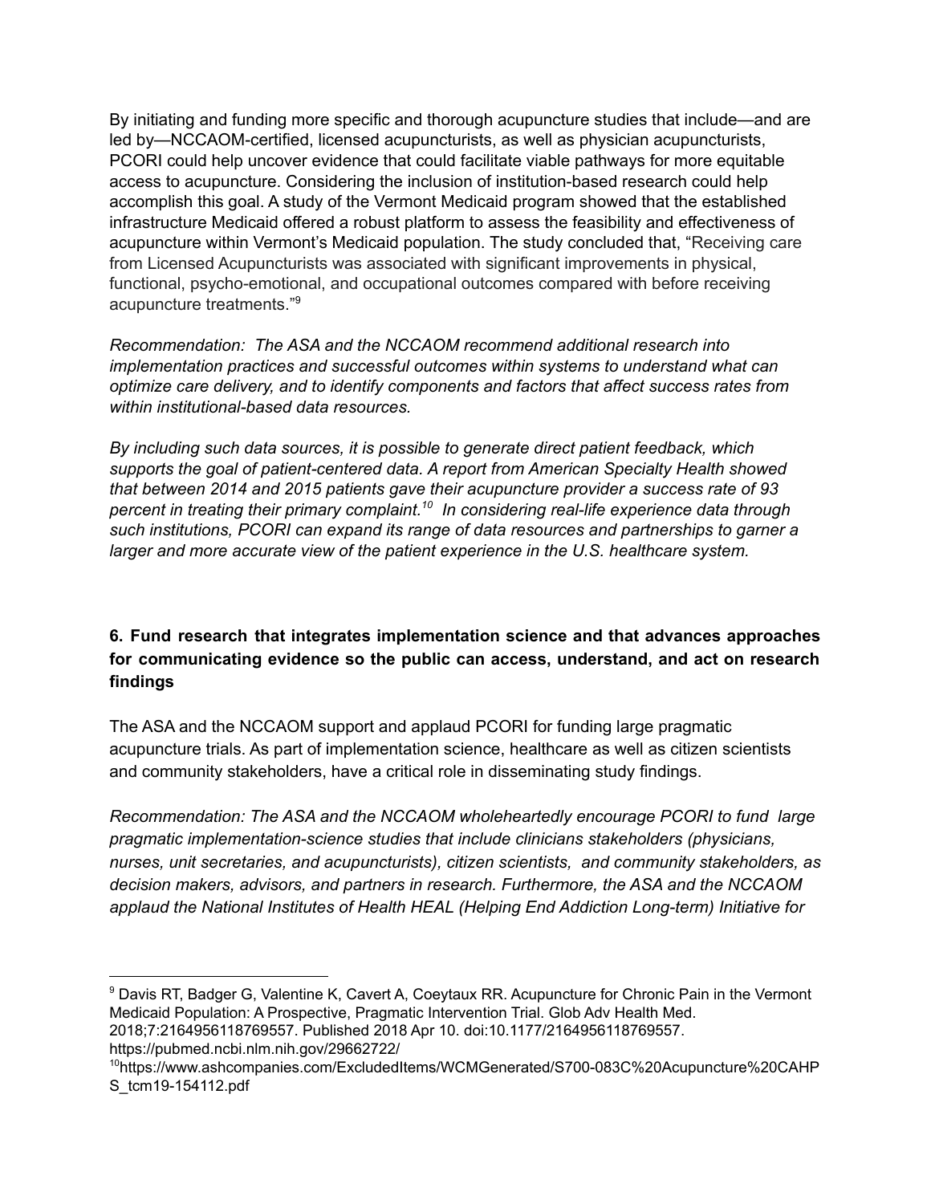By initiating and funding more specific and thorough acupuncture studies that include—and are led by—NCCAOM-certified, licensed acupuncturists, as well as physician acupuncturists, PCORI could help uncover evidence that could facilitate viable pathways for more equitable access to acupuncture. Considering the inclusion of institution-based research could help accomplish this goal. A study of the Vermont Medicaid program showed that the established infrastructure Medicaid offered a robust platform to assess the feasibility and effectiveness of acupuncture within Vermont's Medicaid population. The study concluded that, "Receiving care from Licensed Acupuncturists was associated with significant improvements in physical, functional, psycho-emotional, and occupational outcomes compared with before receiving acupuncture treatments."[9]

*Recommendation: The ASA and the NCCAOM recommend additional research into implementation practices and successful outcomes within systems to understand what can optimize care delivery, and to identify components and factors that affect success rates from within institutional-based data resources.*

*By including such data sources, it is possible to generate direct patient feedback, which supports the goal of patient-centered data. A report from American Specialty Health showed that between 2014 and 2015 patients gave their acupuncture provider a success rate of 93 percent in treating their primary complaint.[10] In considering real-life experience data through such institutions, PCORI can expand its range of data resources and partnerships to garner a larger and more accurate view of the patient experience in the U.S. healthcare system.*

**6. Fund research that integrates implementation science and that advances approaches for communicating evidence so the public can access, understand, and act on research findings**

The ASA and the NCCAOM support and applaud PCORI for funding large pragmatic acupuncture trials. As part of implementation science, healthcare as well as citizen scientists and community stakeholders, have a critical role in disseminating study findings.

*Recommendation: The ASA and the NCCAOM wholeheartedly encourage PCORI to fund large pragmatic implementation-science studies that include clinicians stakeholders (physicians, nurses, unit secretaries, and acupuncturists), citizen scientists, and community stakeholders, as decision makers, advisors, and partners in research. Furthermore, the ASA and the NCCAOM applaud the National Institutes of Health HEAL (Helping End Addiction Long-term) Initiative for*

---

[9] Davis RT, Badger G, Valentine K, Cavert A, Coeytaux RR. Acupuncture for Chronic Pain in the Vermont Medicaid Population: A Prospective, Pragmatic Intervention Trial. Glob Adv Health Med. 2018;7:2164956118769557. Published 2018 Apr 10. doi:10.1177/2164956118769557. https://pubmed.ncbi.nlm.nih.gov/29662722/

[10] https://www.ashcompanies.com/ExcludedItems/WCMGenerated/S700-083C%20Acupuncture%20CAHPS_tcm19-154112.pdf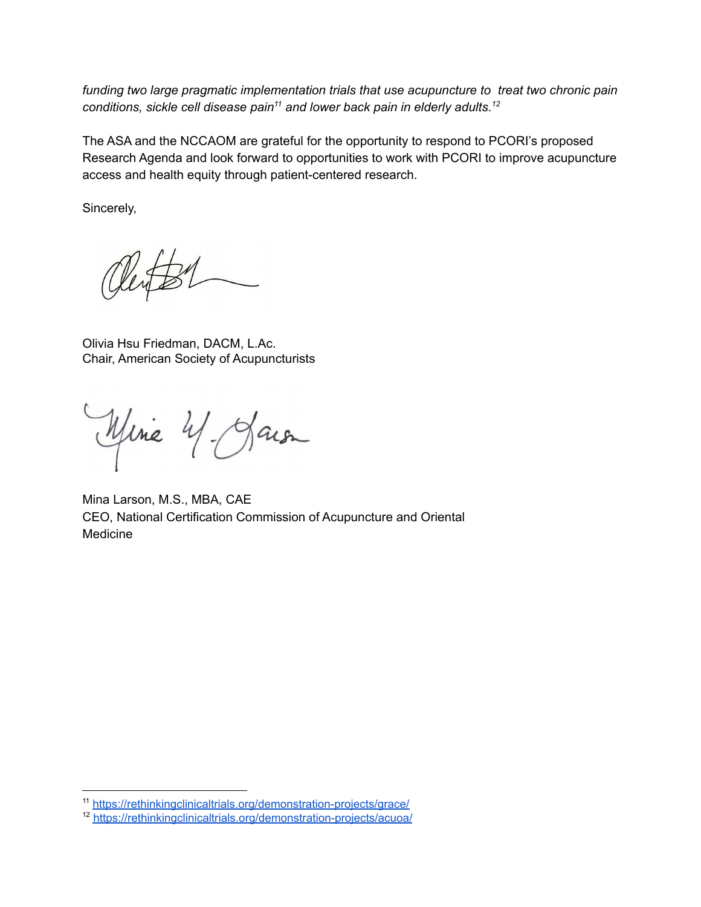*funding two large pragmatic implementation trials that use acupuncture to treat two chronic pain conditions, sickle cell disease pain*[11] *and lower back pain in elderly adults.*[12]

The ASA and the NCCAOM are grateful for the opportunity to respond to PCORI's proposed Research Agenda and look forward to opportunities to work with PCORI to improve acupuncture access and health equity through patient-centered research.

Sincerely,

Olivia Hsu Friedman, DACM, L.Ac.
Chair, American Society of Acupuncturists

Mina Larson, M.S., MBA, CAE
CEO, National Certification Commission of Acupuncture and Oriental Medicine

---

[11] https://rethinkingclinicaltrials.org/demonstration-projects/grace/

[12] https://rethinkingclinicaltrials.org/demonstration-projects/acuoa/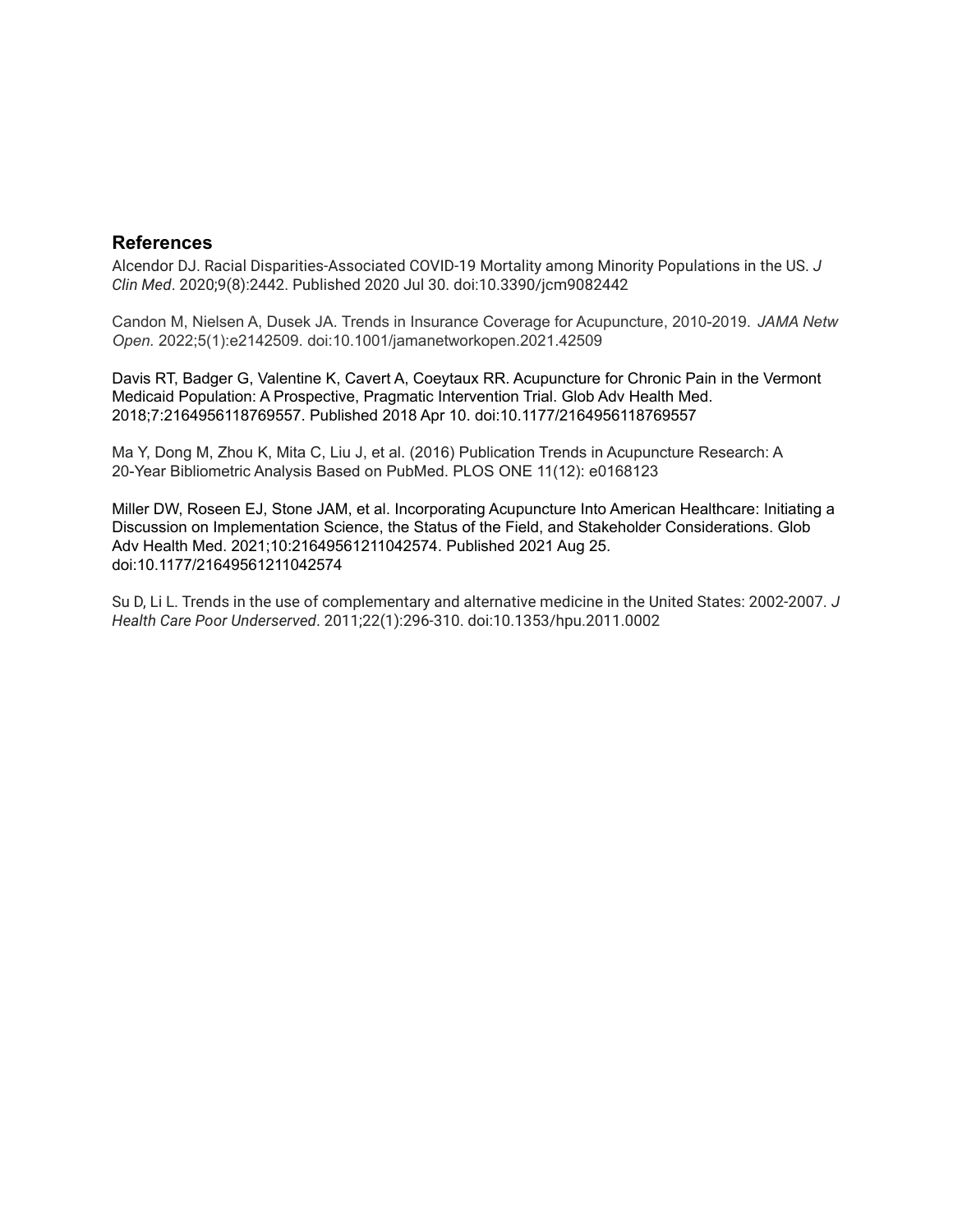## References

Alcendor DJ. Racial Disparities-Associated COVID-19 Mortality among Minority Populations in the US. *J Clin Med*. 2020;9(8):2442. Published 2020 Jul 30. doi:10.3390/jcm9082442

Candon M, Nielsen A, Dusek JA. Trends in Insurance Coverage for Acupuncture, 2010-2019. *JAMA Netw Open.* 2022;5(1):e2142509. doi:10.1001/jamanetworkopen.2021.42509

Davis RT, Badger G, Valentine K, Cavert A, Coeytaux RR. Acupuncture for Chronic Pain in the Vermont Medicaid Population: A Prospective, Pragmatic Intervention Trial. Glob Adv Health Med. 2018;7:2164956118769557. Published 2018 Apr 10. doi:10.1177/2164956118769557

Ma Y, Dong M, Zhou K, Mita C, Liu J, et al. (2016) Publication Trends in Acupuncture Research: A 20-Year Bibliometric Analysis Based on PubMed. PLOS ONE 11(12): e0168123

Miller DW, Roseen EJ, Stone JAM, et al. Incorporating Acupuncture Into American Healthcare: Initiating a Discussion on Implementation Science, the Status of the Field, and Stakeholder Considerations. Glob Adv Health Med. 2021;10:21649561211042574. Published 2021 Aug 25. doi:10.1177/21649561211042574

Su D, Li L. Trends in the use of complementary and alternative medicine in the United States: 2002-2007. *J Health Care Poor Underserved*. 2011;22(1):296-310. doi:10.1353/hpu.2011.0002